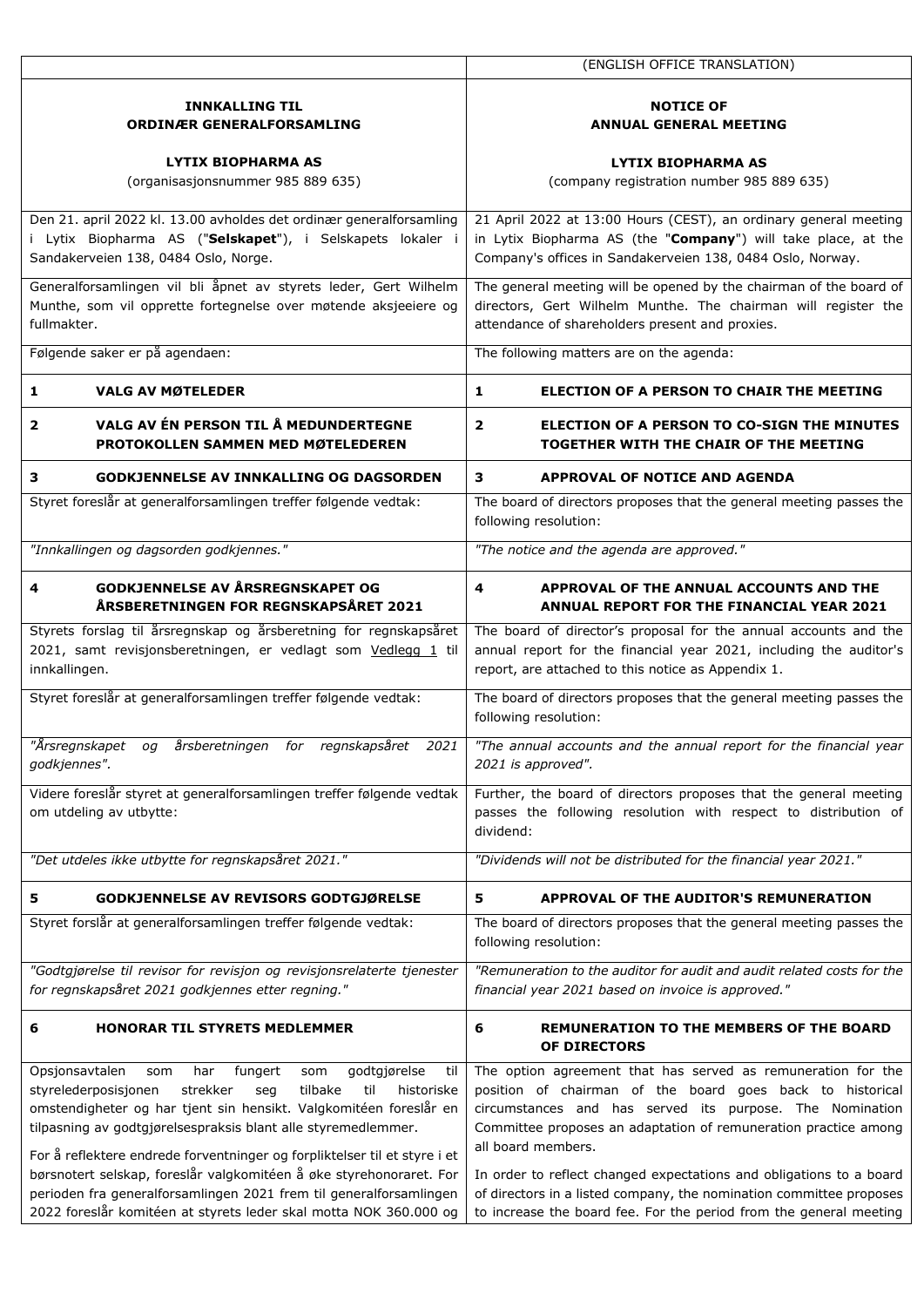| | (ENGLISH OFFICE TRANSLATION) |
|---|---|
| **INNKALLING TIL ORDINÆR GENERALFORSAMLING**<br><br>**LYTIX BIOPHARMA AS**<br>(organisasjonsnummer 985 889 635) | **NOTICE OF ANNUAL GENERAL MEETING**<br><br>**LYTIX BIOPHARMA AS**<br>(company registration number 985 889 635) |
| Den 21. april 2022 kl. 13.00 avholdes det ordinær generalforsamling i Lytix Biopharma AS ("**Selskapet**"), i Selskapets lokaler i Sandakerveien 138, 0484 Oslo, Norge. | 21 April 2022 at 13:00 Hours (CEST), an ordinary general meeting in Lytix Biopharma AS (the "**Company**") will take place, at the Company's offices in Sandakerveien 138, 0484 Oslo, Norway. |
| Generalforsamlingen vil bli åpnet av styrets leder, Gert Wilhelm Munthe, som vil opprette fortegnelse over møtende aksjeeiere og fullmakter. | The general meeting will be opened by the chairman of the board of directors, Gert Wilhelm Munthe. The chairman will register the attendance of shareholders present and proxies. |
| Følgende saker er på agendaen: | The following matters are on the agenda: |
| **1 VALG AV MØTELEDER** | **1 ELECTION OF A PERSON TO CHAIR THE MEETING** |
| **2 VALG AV ÉN PERSON TIL Å MEDUNDERTEGNE PROTOKOLLEN SAMMEN MED MØTELEDEREN** | **2 ELECTION OF A PERSON TO CO-SIGN THE MINUTES TOGETHER WITH THE CHAIR OF THE MEETING** |
| **3 GODKJENNELSE AV INNKALLING OG DAGSORDEN** | **3 APPROVAL OF NOTICE AND AGENDA** |
| Styret foreslår at generalforsamlingen treffer følgende vedtak: | The board of directors proposes that the general meeting passes the following resolution: |
| *"Innkallingen og dagsorden godkjennes."* | *"The notice and the agenda are approved."* |
| **4 GODKJENNELSE AV ÅRSREGNSKAPET OG ÅRSBERETNINGEN FOR REGNSKAPSÅRET 2021** | **4 APPROVAL OF THE ANNUAL ACCOUNTS AND THE ANNUAL REPORT FOR THE FINANCIAL YEAR 2021** |
| Styrets forslag til årsregnskap og årsberetning for regnskapsåret 2021, samt revisjonsberetningen, er vedlagt som Vedlegg 1 til innkallingen. | The board of director's proposal for the annual accounts and the annual report for the financial year 2021, including the auditor's report, are attached to this notice as Appendix 1. |
| Styret foreslår at generalforsamlingen treffer følgende vedtak: | The board of directors proposes that the general meeting passes the following resolution: |
| *"Årsregnskapet og årsberetningen for regnskapsåret 2021 godkjennes".* | *"The annual accounts and the annual report for the financial year 2021 is approved".* |
| Videre foreslår styret at generalforsamlingen treffer følgende vedtak om utdeling av utbytte: | Further, the board of directors proposes that the general meeting passes the following resolution with respect to distribution of dividend: |
| *"Det utdeles ikke utbytte for regnskapsåret 2021."* | *"Dividends will not be distributed for the financial year 2021."* |
| **5 GODKJENNELSE AV REVISORS GODTGJØRELSE** | **5 APPROVAL OF THE AUDITOR'S REMUNERATION** |
| Styret forslår at generalforsamlingen treffer følgende vedtak: | The board of directors proposes that the general meeting passes the following resolution: |
| *"Godtgjørelse til revisor for revisjon og revisjonsrelaterte tjenester for regnskapsåret 2021 godkjennes etter regning."* | *"Remuneration to the auditor for audit and audit related costs for the financial year 2021 based on invoice is approved."* |
| **6 HONORAR TIL STYRETS MEDLEMMER** | **6 REMUNERATION TO THE MEMBERS OF THE BOARD OF DIRECTORS** |
| Opsjonsavtalen som har fungert som godtgjørelse til styrelederposisjonen strekker seg tilbake til historiske omstendigheter og har tjent sin hensikt. Valgkomitéen foreslår en tilpasning av godtgjørelsespraksis blant alle styremedlemmer.<br><br>For å reflektere endrede forventninger og forpliktelser til et styre i et børsnotert selskap, foreslår valgkomitéen å øke styrehonoraret. For perioden fra generalforsamlingen 2021 frem til generalforsamlingen 2022 foreslår komitéen at styrets leder skal motta NOK 360.000 og | The option agreement that has served as remuneration for the position of chairman of the board goes back to historical circumstances and has served its purpose. The Nomination Committee proposes an adaptation of remuneration practice among all board members.<br><br>In order to reflect changed expectations and obligations to a board of directors in a listed company, the nomination committee proposes to increase the board fee. For the period from the general meeting |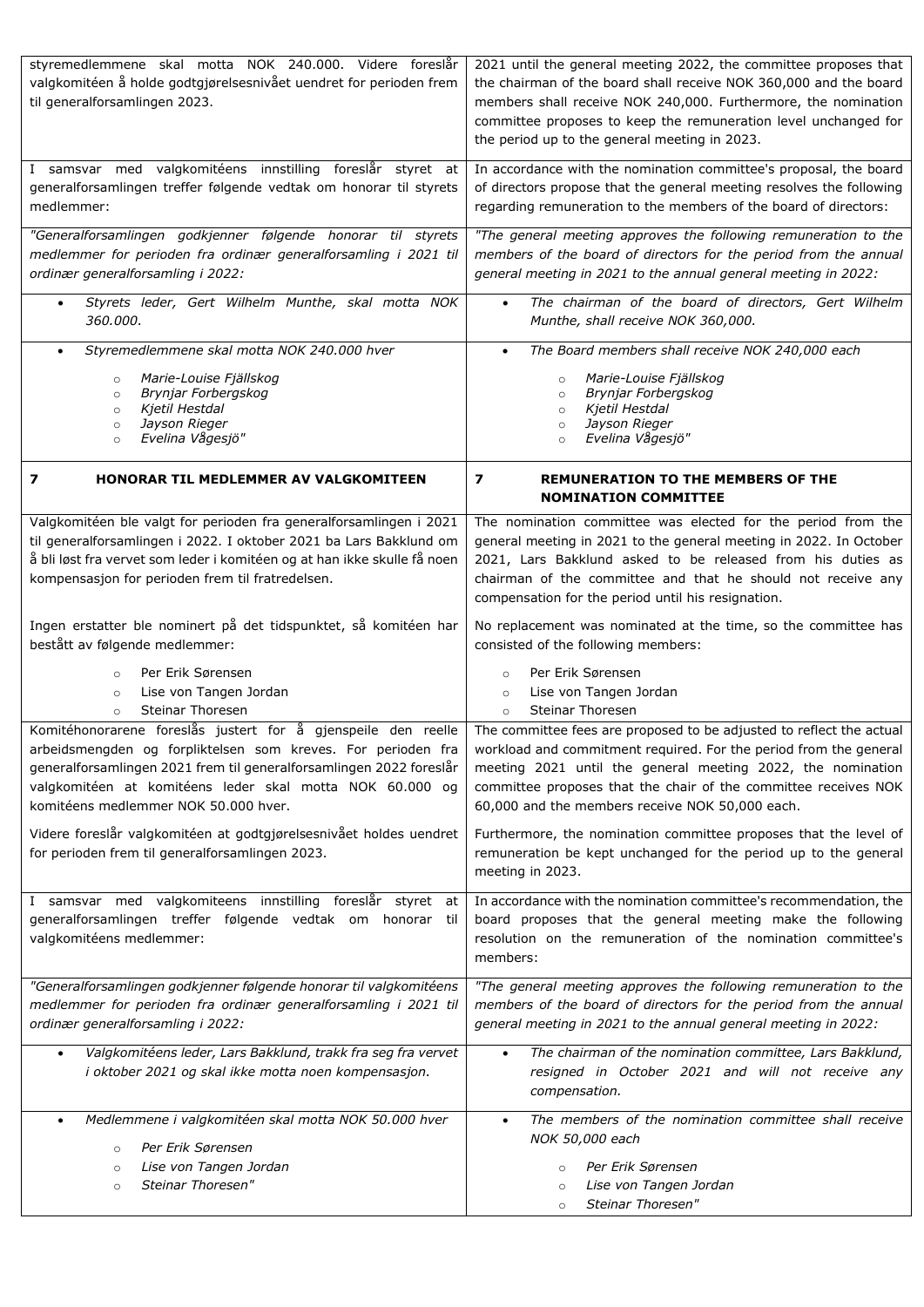| | |
|---|---|
| styremedlemmene skal motta NOK 240.000. Videre foreslår valgkomitéen å holde godtgjørelsesnivået uendret for perioden frem til generalforsamlingen 2023. | 2021 until the general meeting 2022, the committee proposes that the chairman of the board shall receive NOK 360,000 and the board members shall receive NOK 240,000. Furthermore, the nomination committee proposes to keep the remuneration level unchanged for the period up to the general meeting in 2023. |
| I samsvar med valgkomitéens innstilling foreslår styret at generalforsamlingen treffer følgende vedtak om honorar til styrets medlemmer: | In accordance with the nomination committee's proposal, the board of directors propose that the general meeting resolves the following regarding remuneration to the members of the board of directors: |
| *"Generalforsamlingen godkjenner følgende honorar til styrets medlemmer for perioden fra ordinær generalforsamling i 2021 til ordinær generalforsamling i 2022:* | *"The general meeting approves the following remuneration to the members of the board of directors for the period from the annual general meeting in 2021 to the annual general meeting in 2022:* |
| • *Styrets leder, Gert Wilhelm Munthe, skal motta NOK 360.000.* | • *The chairman of the board of directors, Gert Wilhelm Munthe, shall receive NOK 360,000.* |
| • *Styremedlemmene skal motta NOK 240.000 hver*<br>  ○ *Marie-Louise Fjällskog*<br>  ○ *Brynjar Forbergskog*<br>  ○ *Kjetil Hestdal*<br>  ○ *Jayson Rieger*<br>  ○ *Evelina Vågesjö"* | • *The Board members shall receive NOK 240,000 each*<br>  ○ *Marie-Louise Fjällskog*<br>  ○ *Brynjar Forbergskog*<br>  ○ *Kjetil Hestdal*<br>  ○ *Jayson Rieger*<br>  ○ *Evelina Vågesjö"* |
| **7 HONORAR TIL MEDLEMMER AV VALGKOMITEEN** | **7 REMUNERATION TO THE MEMBERS OF THE NOMINATION COMMITTEE** |
| Valgkomitéen ble valgt for perioden fra generalforsamlingen i 2021 til generalforsamlingen i 2022. I oktober 2021 ba Lars Bakklund om å bli løst fra vervet som leder i komitéen og at han ikke skulle få noen kompensasjon for perioden frem til fratredelsen. | The nomination committee was elected for the period from the general meeting in 2021 to the general meeting in 2022. In October 2021, Lars Bakklund asked to be released from his duties as chairman of the committee and that he should not receive any compensation for the period until his resignation. |
| Ingen erstatter ble nominert på det tidspunktet, så komitéen har bestått av følgende medlemmer:<br>  ○ Per Erik Sørensen<br>  ○ Lise von Tangen Jordan<br>  ○ Steinar Thoresen | No replacement was nominated at the time, so the committee has consisted of the following members:<br>  ○ Per Erik Sørensen<br>  ○ Lise von Tangen Jordan<br>  ○ Steinar Thoresen |
| Komitéhonorarene foreslås justert for å gjenspeile den reelle arbeidsmengden og forpliktelsen som kreves. For perioden fra generalforsamlingen 2021 frem til generalforsamlingen 2022 foreslår valgkomitéen at komitéens leder skal motta NOK 60.000 og komitéens medlemmer NOK 50.000 hver.<br><br>Videre foreslår valgkomitéen at godtgjørelsesnivået holdes uendret for perioden frem til generalforsamlingen 2023. | The committee fees are proposed to be adjusted to reflect the actual workload and commitment required. For the period from the general meeting 2021 until the general meeting 2022, the nomination committee proposes that the chair of the committee receives NOK 60,000 and the members receive NOK 50,000 each.<br><br>Furthermore, the nomination committee proposes that the level of remuneration be kept unchanged for the period up to the general meeting in 2023. |
| I samsvar med valgkomiteens innstilling foreslår styret at generalforsamlingen treffer følgende vedtak om honorar til valgkomitéens medlemmer: | In accordance with the nomination committee's recommendation, the board proposes that the general meeting make the following resolution on the remuneration of the nomination committee's members: |
| *"Generalforsamlingen godkjenner følgende honorar til valgkomitéens medlemmer for perioden fra ordinær generalforsamling i 2021 til ordinær generalforsamling i 2022:* | *"The general meeting approves the following remuneration to the members of the board of directors for the period from the annual general meeting in 2021 to the annual general meeting in 2022:* |
| • *Valgkomitéens leder, Lars Bakklund, trakk fra seg fra vervet i oktober 2021 og skal ikke motta noen kompensasjon.* | • *The chairman of the nomination committee, Lars Bakklund, resigned in October 2021 and will not receive any compensation.* |
| • *Medlemmene i valgkomitéen skal motta NOK 50.000 hver*<br>  ○ *Per Erik Sørensen*<br>  ○ *Lise von Tangen Jordan*<br>  ○ *Steinar Thoresen"* | • *The members of the nomination committee shall receive NOK 50,000 each*<br>  ○ *Per Erik Sørensen*<br>  ○ *Lise von Tangen Jordan*<br>  ○ *Steinar Thoresen"* |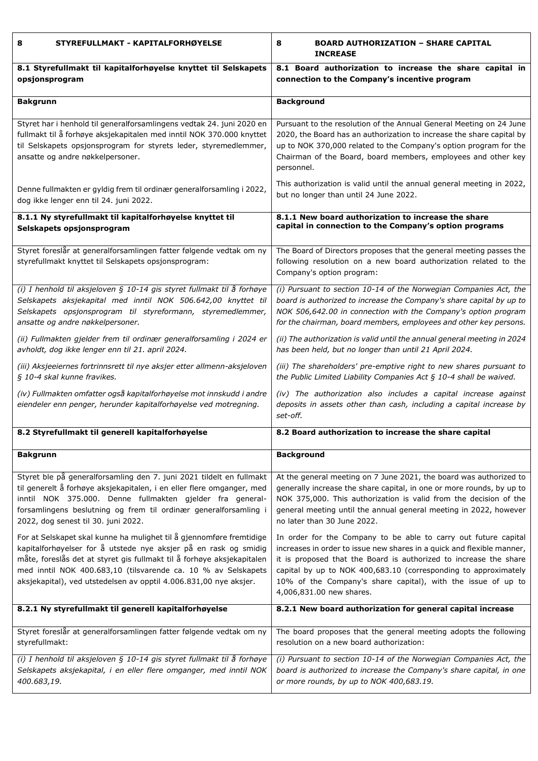| 8 STYREFULLMAKT - KAPITALFORHØYELSE | 8 BOARD AUTHORIZATION – SHARE CAPITAL INCREASE |
|---|---|
| **8.1 Styrefullmakt til kapitalforhøyelse knyttet til Selskapets opsjonsprogram** | **8.1 Board authorization to increase the share capital in connection to the Company's incentive program** |
| **Bakgrunn** | **Background** |
| Styret har i henhold til generalforsamlingens vedtak 24. juni 2020 en fullmakt til å forhøye aksjekapitalen med inntil NOK 370.000 knyttet til Selskapets opsjonsprogram for styrets leder, styremedlemmer, ansatte og andre nøkkelpersoner.<br><br>Denne fullmakten er gyldig frem til ordinær generalforsamling i 2022, dog ikke lenger enn til 24. juni 2022. | Pursuant to the resolution of the Annual General Meeting on 24 June 2020, the Board has an authorization to increase the share capital by up to NOK 370,000 related to the Company's option program for the Chairman of the Board, board members, employees and other key personnel.<br><br>This authorization is valid until the annual general meeting in 2022, but no longer than until 24 June 2022. |
| **8.1.1 Ny styrefullmakt til kapitalforhøyelse knyttet til Selskapets opsjonsprogram** | **8.1.1 New board authorization to increase the share capital in connection to the Company's option programs** |
| Styret foreslår at generalforsamlingen fatter følgende vedtak om ny styrefullmakt knyttet til Selskapets opsjonsprogram: | The Board of Directors proposes that the general meeting passes the following resolution on a new board authorization related to the Company's option program: |
| *(i) I henhold til aksjeloven § 10-14 gis styret fullmakt til å forhøye Selskapets aksjekapital med inntil NOK 506.642,00 knyttet til Selskapets opsjonsprogram til styreformann, styremedlemmer, ansatte og andre nøkkelpersoner.*<br><br>*(ii) Fullmakten gjelder frem til ordinær generalforsamling i 2024 er avholdt, dog ikke lenger enn til 21. april 2024.*<br><br>*(iii) Aksjeeiernes fortrinnsrett til nye aksjer etter allmenn-aksjeloven § 10-4 skal kunne fravikes.*<br><br>*(iv) Fullmakten omfatter også kapitalforhøyelse mot innskudd i andre eiendeler enn penger, herunder kapitalforhøyelse ved motregning.* | *(i) Pursuant to section 10-14 of the Norwegian Companies Act, the board is authorized to increase the Company's share capital by up to NOK 506,642.00 in connection with the Company's option program for the chairman, board members, employees and other key persons.*<br><br>*(ii) The authorization is valid until the annual general meeting in 2024 has been held, but no longer than until 21 April 2024.*<br><br>*(iii) The shareholders' pre-emptive right to new shares pursuant to the Public Limited Liability Companies Act § 10-4 shall be waived.*<br><br>*(iv) The authorization also includes a capital increase against deposits in assets other than cash, including a capital increase by set-off.* |
| **8.2 Styrefullmakt til generell kapitalforhøyelse** | **8.2 Board authorization to increase the share capital** |
| **Bakgrunn** | **Background** |
| Styret ble på generalforsamling den 7. juni 2021 tildelt en fullmakt til generelt å forhøye aksjekapitalen, i en eller flere omganger, med inntil NOK 375.000. Denne fullmakten gjelder fra general-forsamlingens beslutning og frem til ordinær generalforsamling i 2022, dog senest til 30. juni 2022.<br><br>For at Selskapet skal kunne ha mulighet til å gjennomføre fremtidige kapitalforhøyelser for å utstede nye aksjer på en rask og smidig måte, foreslås det at styret gis fullmakt til å forhøye aksjekapitalen med inntil NOK 400.683,10 (tilsvarende ca. 10 % av Selskapets aksjekapital), ved utstedelsen av opptil 4.006.831,00 nye aksjer. | At the general meeting on 7 June 2021, the board was authorized to generally increase the share capital, in one or more rounds, by up to NOK 375,000. This authorization is valid from the decision of the general meeting until the annual general meeting in 2022, however no later than 30 June 2022.<br><br>In order for the Company to be able to carry out future capital increases in order to issue new shares in a quick and flexible manner, it is proposed that the Board is authorized to increase the share capital by up to NOK 400,683.10 (corresponding to approximately 10% of the Company's share capital), with the issue of up to 4,006,831.00 new shares. |
| **8.2.1 Ny styrefullmakt til generell kapitalforhøyelse** | **8.2.1 New board authorization for general capital increase** |
| Styret foreslår at generalforsamlingen fatter følgende vedtak om ny styrefullmakt: | The board proposes that the general meeting adopts the following resolution on a new board authorization: |
| *(i) I henhold til aksjeloven § 10-14 gis styret fullmakt til å forhøye Selskapets aksjekapital, i en eller flere omganger, med inntil NOK 400.683,19.* | *(i) Pursuant to section 10-14 of the Norwegian Companies Act, the board is authorized to increase the Company's share capital, in one or more rounds, by up to NOK 400,683.19.* |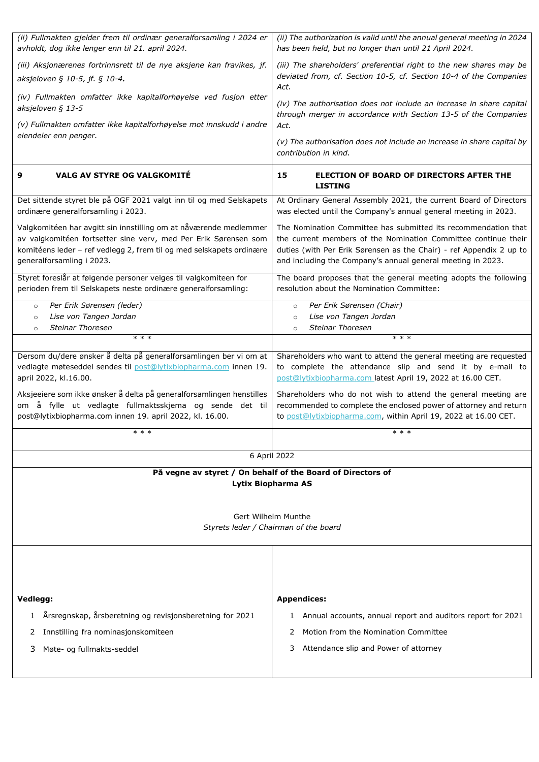| | |
|---|---|
| *(ii) Fullmakten gjelder frem til ordinær generalforsamling i 2024 er avholdt, dog ikke lenger enn til 21. april 2024.*<br><br>*(iii) Aksjonærenes fortrinnsrett til de nye aksjene kan fravikes, jf. aksjeloven § 10-5, jf. § 10-4.*<br><br>*(iv) Fullmakten omfatter ikke kapitalforhøyelse ved fusjon etter aksjeloven § 13-5*<br><br>*(v) Fullmakten omfatter ikke kapitalforhøyelse mot innskudd i andre eiendeler enn penger.* | *(ii) The authorization is valid until the annual general meeting in 2024 has been held, but no longer than until 21 April 2024.*<br><br>*(iii) The shareholders' preferential right to the new shares may be deviated from, cf. Section 10-5, cf. Section 10-4 of the Companies Act.*<br><br>*(iv) The authorisation does not include an increase in share capital through merger in accordance with Section 13-5 of the Companies Act.*<br><br>*(v) The authorisation does not include an increase in share capital by contribution in kind.* |
| **9 VALG AV STYRE OG VALGKOMITÉ** | **15 ELECTION OF BOARD OF DIRECTORS AFTER THE LISTING** |
| Det sittende styret ble på OGF 2021 valgt inn til og med Selskapets ordinære generalforsamling i 2023.<br><br>Valgkomitéen har avgitt sin innstilling om at nåværende medlemmer av valgkomitéen fortsetter sine verv, med Per Erik Sørensen som komitéens leder – ref vedlegg 2, frem til og med selskapets ordinære generalforsamling i 2023. | At Ordinary General Assembly 2021, the current Board of Directors was elected until the Company's annual general meeting in 2023.<br><br>The Nomination Committee has submitted its recommendation that the current members of the Nomination Committee continue their duties (with Per Erik Sørensen as the Chair) - ref Appendix 2 up to and including the Company's annual general meeting in 2023. |
| Styret foreslår at følgende personer velges til valgkomiteen for perioden frem til Selskapets neste ordinære generalforsamling: | The board proposes that the general meeting adopts the following resolution about the Nomination Committee: |
| ○ *Per Erik Sørensen (leder)*<br>○ *Lise von Tangen Jordan*<br>○ *Steinar Thoresen*<br><br>\* \* \* | ○ *Per Erik Sørensen (Chair)*<br>○ *Lise von Tangen Jordan*<br>○ *Steinar Thoresen*<br><br>\* \* \* |
| Dersom du/dere ønsker å delta på generalforsamlingen ber vi om at vedlagte møteseddel sendes til post@lytixbiopharma.com innen 19. april 2022, kl.16.00.<br><br>Aksjeeiere som ikke ønsker å delta på generalforsamlingen henstilles om å fylle ut vedlagte fullmaktsskjema og sende det til post@lytixbiopharma.com innen 19. april 2022, kl. 16.00. | Shareholders who want to attend the general meeting are requested to complete the attendance slip and send it by e-mail to post@lytixbiopharma.com latest April 19, 2022 at 16.00 CET.<br><br>Shareholders who do not wish to attend the general meeting are recommended to complete the enclosed power of attorney and return to post@lytixbiopharma.com, within April 19, 2022 at 16.00 CET. |
| \* \* \* | \* \* \* |

6 April 2022

**På vegne av styret / On behalf of the Board of Directors of**
**Lytix Biopharma AS**

Gert Wilhelm Munthe
*Styrets leder / Chairman of the board*

| | |
|---|---|
| **Vedlegg:**<br><br>1 Årsregnskap, årsberetning og revisjonsberetning for 2021<br>2 Innstilling fra nominasjonskomiteen<br>3 Møte- og fullmakts-seddel | **Appendices:**<br><br>1 Annual accounts, annual report and auditors report for 2021<br>2 Motion from the Nomination Committee<br>3 Attendance slip and Power of attorney |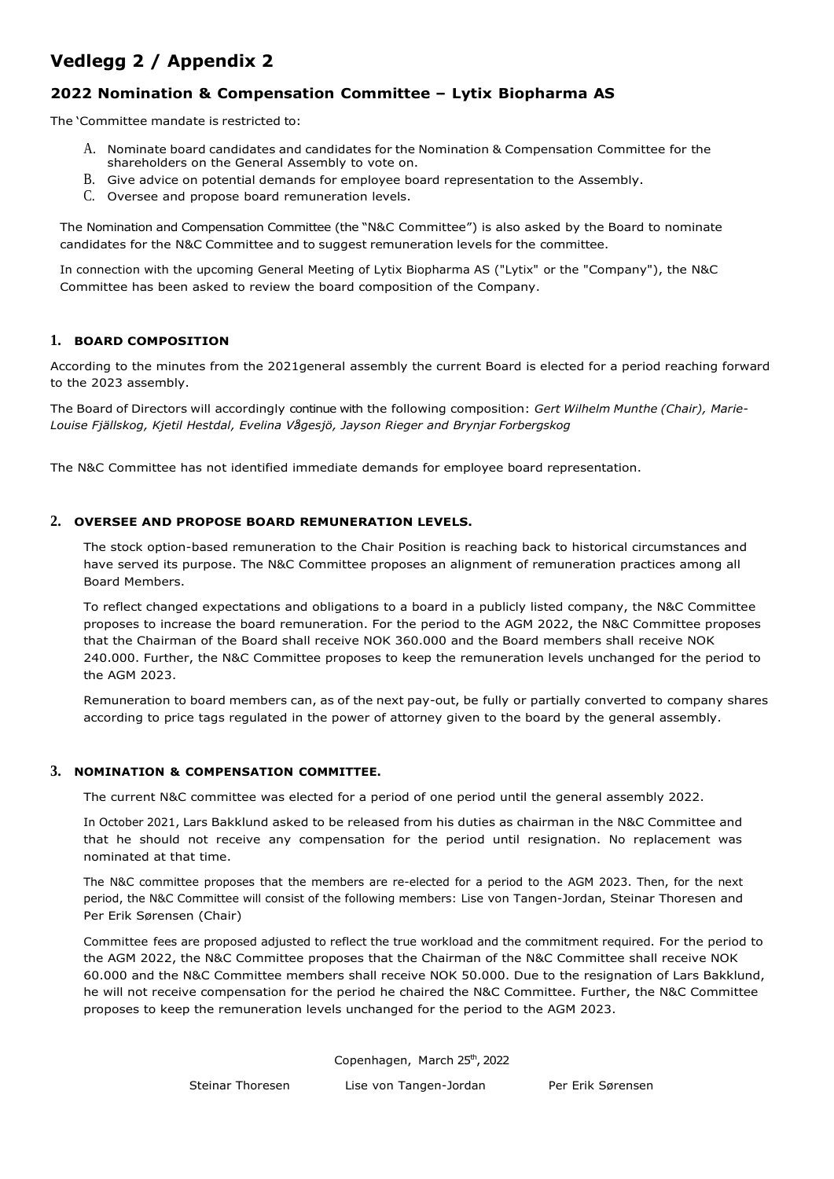# Vedlegg 2 / Appendix 2

## 2022 Nomination & Compensation Committee – Lytix Biopharma AS

The 'Committee mandate is restricted to:

A. Nominate board candidates and candidates for the Nomination & Compensation Committee for the shareholders on the General Assembly to vote on.
B. Give advice on potential demands for employee board representation to the Assembly.
C. Oversee and propose board remuneration levels.

The Nomination and Compensation Committee (the "N&C Committee") is also asked by the Board to nominate candidates for the N&C Committee and to suggest remuneration levels for the committee.

In connection with the upcoming General Meeting of Lytix Biopharma AS ("Lytix" or the "Company"), the N&C Committee has been asked to review the board composition of the Company.

### 1. BOARD COMPOSITION

According to the minutes from the 2021general assembly the current Board is elected for a period reaching forward to the 2023 assembly.

The Board of Directors will accordingly continue with the following composition: *Gert Wilhelm Munthe (Chair), Marie-Louise Fjällskog, Kjetil Hestdal, Evelina Vågesjö, Jayson Rieger and Brynjar Forbergskog*

The N&C Committee has not identified immediate demands for employee board representation.

### 2. OVERSEE AND PROPOSE BOARD REMUNERATION LEVELS.

The stock option-based remuneration to the Chair Position is reaching back to historical circumstances and have served its purpose. The N&C Committee proposes an alignment of remuneration practices among all Board Members.

To reflect changed expectations and obligations to a board in a publicly listed company, the N&C Committee proposes to increase the board remuneration. For the period to the AGM 2022, the N&C Committee proposes that the Chairman of the Board shall receive NOK 360.000 and the Board members shall receive NOK 240.000. Further, the N&C Committee proposes to keep the remuneration levels unchanged for the period to the AGM 2023.

Remuneration to board members can, as of the next pay-out, be fully or partially converted to company shares according to price tags regulated in the power of attorney given to the board by the general assembly.

### 3. NOMINATION & COMPENSATION COMMITTEE.

The current N&C committee was elected for a period of one period until the general assembly 2022.

In October 2021, Lars Bakklund asked to be released from his duties as chairman in the N&C Committee and that he should not receive any compensation for the period until resignation. No replacement was nominated at that time.

The N&C committee proposes that the members are re-elected for a period to the AGM 2023. Then, for the next period, the N&C Committee will consist of the following members: Lise von Tangen-Jordan, Steinar Thoresen and Per Erik Sørensen (Chair)

Committee fees are proposed adjusted to reflect the true workload and the commitment required. For the period to the AGM 2022, the N&C Committee proposes that the Chairman of the N&C Committee shall receive NOK 60.000 and the N&C Committee members shall receive NOK 50.000. Due to the resignation of Lars Bakklund, he will not receive compensation for the period he chaired the N&C Committee. Further, the N&C Committee proposes to keep the remuneration levels unchanged for the period to the AGM 2023.

Copenhagen, March 25th, 2022

Steinar Thoresen Lise von Tangen-Jordan Per Erik Sørensen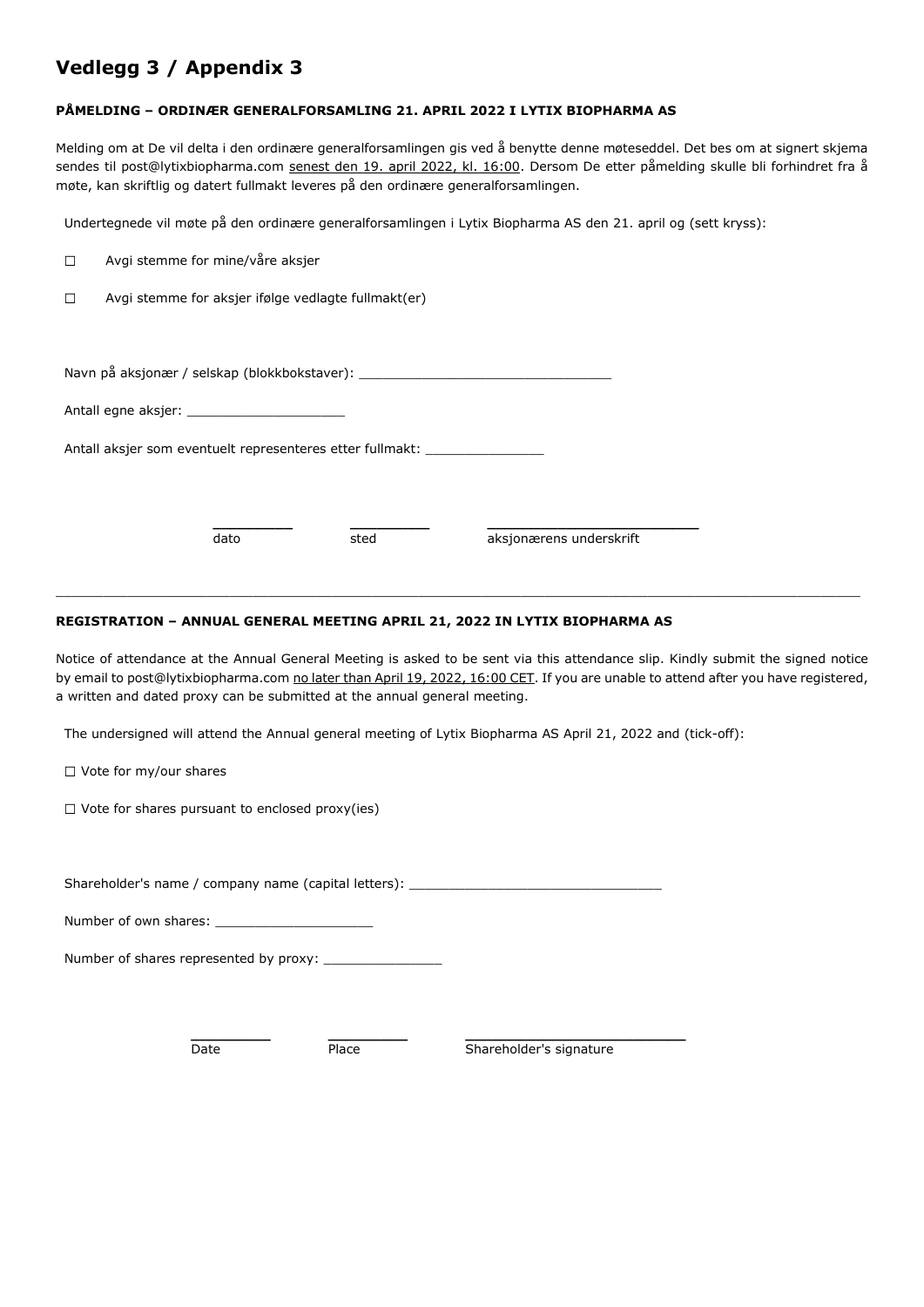# Vedlegg 3 / Appendix 3

**PÅMELDING – ORDINÆR GENERALFORSAMLING 21. APRIL 2022 I LYTIX BIOPHARMA AS**

Melding om at De vil delta i den ordinære generalforsamlingen gis ved å benytte denne møteseddel. Det bes om at signert skjema sendes til post@lytixbiopharma.com senest den 19. april 2022, kl. 16:00. Dersom De etter påmelding skulle bli forhindret fra å møte, kan skriftlig og datert fullmakt leveres på den ordinære generalforsamlingen.

Undertegnede vil møte på den ordinære generalforsamlingen i Lytix Biopharma AS den 21. april og (sett kryss):

☐ Avgi stemme for mine/våre aksjer

☐ Avgi stemme for aksjer ifølge vedlagte fullmakt(er)

Navn på aksjonær / selskap (blokkbokstaver): ________________________________

Antall egne aksjer: ____________________

Antall aksjer som eventuelt representeres etter fullmakt: _______________

| __________ | __________ | ___________________________ |
|---|---|---|
| dato | sted | aksjonærens underskrift |

---

**REGISTRATION – ANNUAL GENERAL MEETING APRIL 21, 2022 IN LYTIX BIOPHARMA AS**

Notice of attendance at the Annual General Meeting is asked to be sent via this attendance slip. Kindly submit the signed notice by email to post@lytixbiopharma.com no later than April 19, 2022, 16:00 CET. If you are unable to attend after you have registered, a written and dated proxy can be submitted at the annual general meeting.

The undersigned will attend the Annual general meeting of Lytix Biopharma AS April 21, 2022 and (tick-off):

☐ Vote for my/our shares

☐ Vote for shares pursuant to enclosed proxy(ies)

Shareholder's name / company name (capital letters): ________________________________

Number of own shares: ____________________

Number of shares represented by proxy: _______________

| __________ | __________ | ____________________________ |
|---|---|---|
| Date | Place | Shareholder's signature |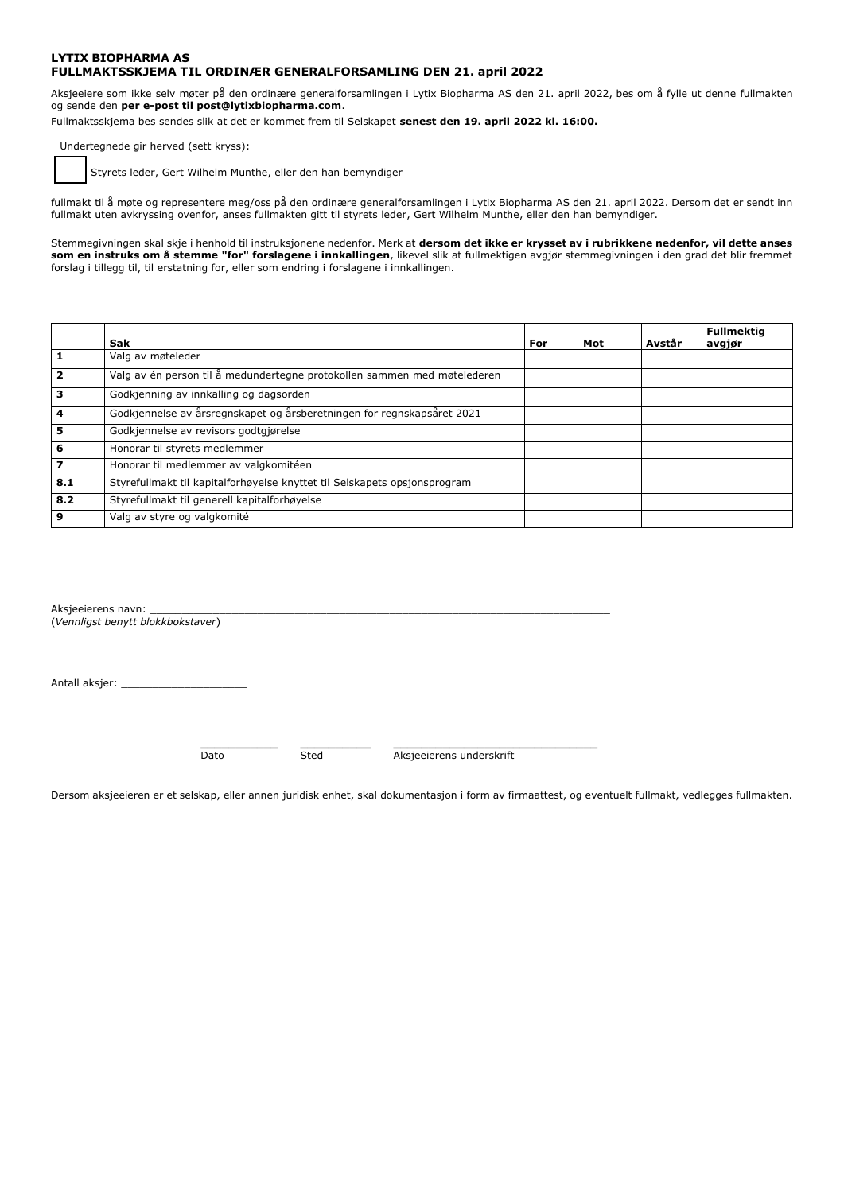**LYTIX BIOPHARMA AS**
**FULLMAKTSSKJEMA TIL ORDINÆR GENERALFORSAMLING DEN 21. april 2022**

Aksjeeiere som ikke selv møter på den ordinære generalforsamlingen i Lytix Biopharma AS den 21. april 2022, bes om å fylle ut denne fullmakten og sende den **per e-post til post@lytixbiopharma.com**.

Fullmaktsskjema bes sendes slik at det er kommet frem til Selskapet **senest den 19. april 2022 kl. 16:00.**

Undertegnede gir herved (sett kryss):

☐ Styrets leder, Gert Wilhelm Munthe, eller den han bemyndiger

fullmakt til å møte og representere meg/oss på den ordinære generalforsamlingen i Lytix Biopharma AS den 21. april 2022. Dersom det er sendt inn fullmakt uten avkryssing ovenfor, anses fullmakten gitt til styrets leder, Gert Wilhelm Munthe, eller den han bemyndiger.

Stemmegivningen skal skje i henhold til instruksjonene nedenfor. Merk at **dersom det ikke er krysset av i rubrikkene nedenfor, vil dette anses som en instruks om å stemme "for" forslagene i innkallingen**, likevel slik at fullmektigen avgjør stemmegivningen i den grad det blir fremmet forslag i tillegg til, til erstatning for, eller som endring i forslagene i innkallingen.

| | **Sak** | **For** | **Mot** | **Avstår** | **Fullmektig avgjør** |
|---|---|---|---|---|---|
| **1** | Valg av møteleder | | | | |
| **2** | Valg av én person til å medundertegne protokollen sammen med møtelederen | | | | |
| **3** | Godkjenning av innkalling og dagsorden | | | | |
| **4** | Godkjennelse av årsregnskapet og årsberetningen for regnskapsåret 2021 | | | | |
| **5** | Godkjennelse av revisors godtgjørelse | | | | |
| **6** | Honorar til styrets medlemmer | | | | |
| **7** | Honorar til medlemmer av valgkomitéen | | | | |
| **8.1** | Styrefullmakt til kapitalforhøyelse knyttet til Selskapets opsjonsprogram | | | | |
| **8.2** | Styrefullmakt til generell kapitalforhøyelse | | | | |
| **9** | Valg av styre og valgkomité | | | | |

Aksjeeierens navn: ___________________________________________________________________________
(*Vennligst benytt blokkbokstaver*)

Antall aksjer: ____________________

___________ ___________ ________________________________
Dato Sted Aksjeeierens underskrift

Dersom aksjeeieren er et selskap, eller annen juridisk enhet, skal dokumentasjon i form av firmaattest, og eventuelt fullmakt, vedlegges fullmakten.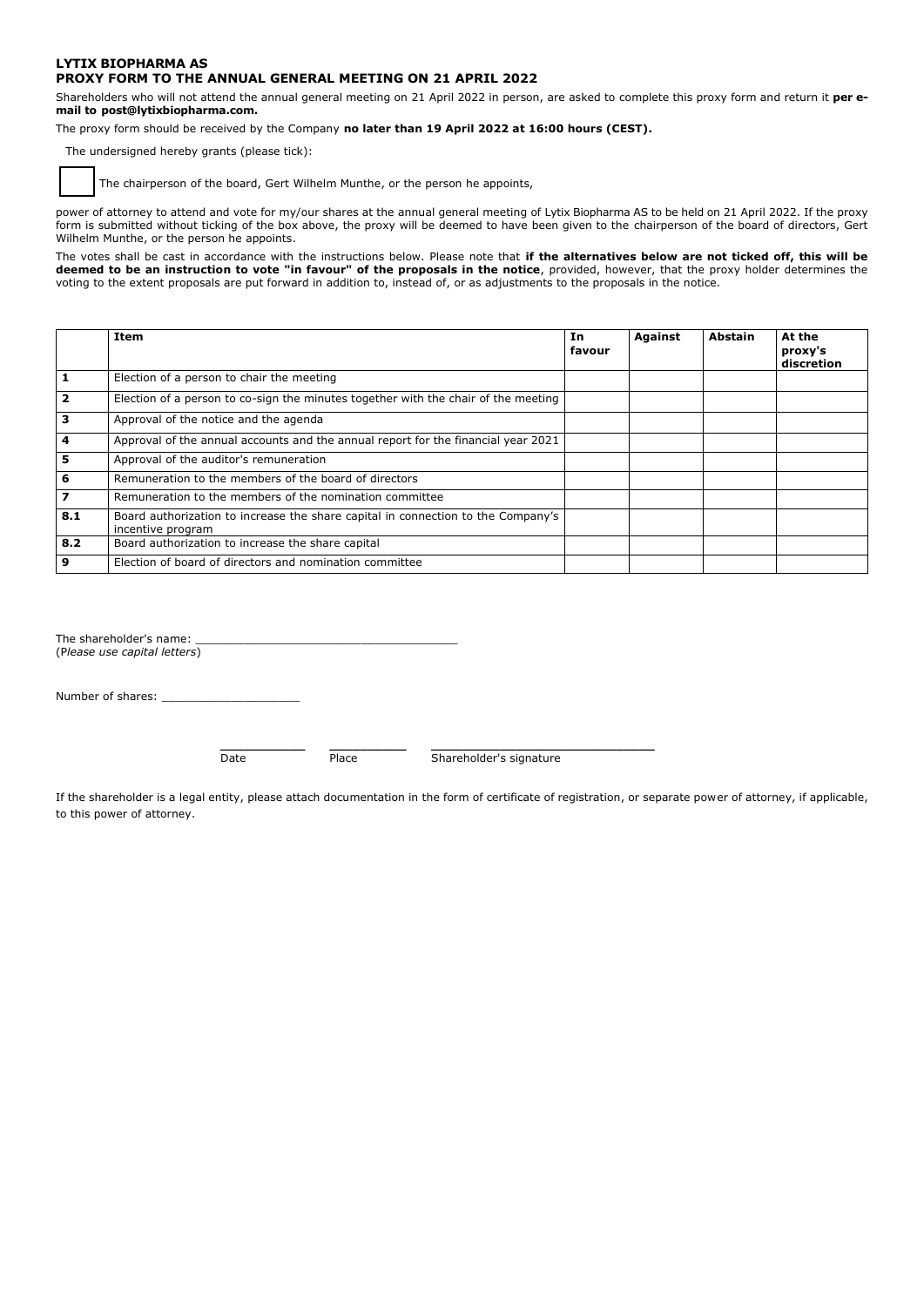**LYTIX BIOPHARMA AS**
**PROXY FORM TO THE ANNUAL GENERAL MEETING ON 21 APRIL 2022**

Shareholders who will not attend the annual general meeting on 21 April 2022 in person, are asked to complete this proxy form and return it **per e-mail to post@lytixbiopharma.com.**

The proxy form should be received by the Company **no later than 19 April 2022 at 16:00 hours (CEST).**

The undersigned hereby grants (please tick):

☐ The chairperson of the board, Gert Wilhelm Munthe, or the person he appoints,

power of attorney to attend and vote for my/our shares at the annual general meeting of Lytix Biopharma AS to be held on 21 April 2022. If the proxy form is submitted without ticking of the box above, the proxy will be deemed to have been given to the chairperson of the board of directors, Gert Wilhelm Munthe, or the person he appoints.

The votes shall be cast in accordance with the instructions below. Please note that **if the alternatives below are not ticked off, this will be deemed to be an instruction to vote "in favour" of the proposals in the notice**, provided, however, that the proxy holder determines the voting to the extent proposals are put forward in addition to, instead of, or as adjustments to the proposals in the notice.

| | **Item** | **In favour** | **Against** | **Abstain** | **At the proxy's discretion** |
|---|---|---|---|---|---|
| **1** | Election of a person to chair the meeting | | | | |
| **2** | Election of a person to co-sign the minutes together with the chair of the meeting | | | | |
| **3** | Approval of the notice and the agenda | | | | |
| **4** | Approval of the annual accounts and the annual report for the financial year 2021 | | | | |
| **5** | Approval of the auditor's remuneration | | | | |
| **6** | Remuneration to the members of the board of directors | | | | |
| **7** | Remuneration to the members of the nomination committee | | | | |
| **8.1** | Board authorization to increase the share capital in connection to the Company's incentive program | | | | |
| **8.2** | Board authorization to increase the share capital | | | | |
| **9** | Election of board of directors and nomination committee | | | | |

The shareholder's name: ____________________________________
(P*lease use capital letters*)

Number of shares: ____________________

___________ ___________ ______________________________
Date Place Shareholder's signature

If the shareholder is a legal entity, please attach documentation in the form of certificate of registration, or separate power of attorney, if applicable, to this power of attorney.